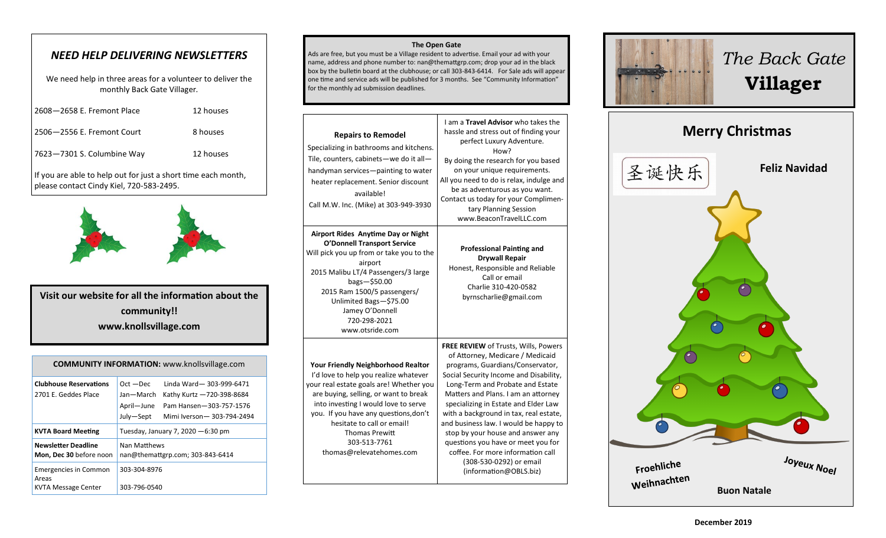## *NEED HELP DELIVERING NEWSLETTERS*

We need help in three areas for a volunteer to deliver the monthly Back Gate Villager.

| | |
|---|---|
| 2608—2658 E. Fremont Place | 12 houses |
| 2506—2556 E. Fremont Court | 8 houses |
| 7623—7301 S. Columbine Way | 12 houses |

If you are able to help out for just a short time each month, please contact Cindy Kiel, 720-583-2495.

**Visit our website for all the information about the community!!**
**www.knollsvillage.com**

| **COMMUNITY INFORMATION:** www.knollsvillage.com | |
|---|---|
| **Clubhouse Reservations** 2701 E. Geddes Place | Oct —Dec Linda Ward— 303-999-6471<br>Jan—March Kathy Kurtz —720-398-8684<br>April—June Pam Hansen—303-757-1576<br>July—Sept Mimi Iverson— 303-794-2494 |
| **KVTA Board Meeting** | Tuesday, January 7, 2020 —6:30 pm |
| **Newsletter Deadline Mon, Dec 30** before noon | Nan Matthews<br>nan@themattgrp.com; 303-843-6414 |
| Emergencies in Common Areas | 303-304-8976 |
| KVTA Message Center | 303-796-0540 |

**The Open Gate**

Ads are free, but you must be a Village resident to advertise. Email your ad with your name, address and phone number to: nan@themattgrp.com; drop your ad in the black box by the bulletin board at the clubhouse; or call 303-843-6414. For Sale ads will appear one time and service ads will be published for 3 months. See "Community Information" for the monthly ad submission deadlines.

**Repairs to Remodel**
Specializing in bathrooms and kitchens. Tile, counters, cabinets—we do it all—handyman services—painting to water heater replacement. Senior discount available!
Call M.W. Inc. (Mike) at 303-949-3930

I am a **Travel Advisor** who takes the hassle and stress out of finding your perfect Luxury Adventure.
How?
By doing the research for you based on your unique requirements.
All you need to do is relax, indulge and be as adventurous as you want.
Contact us today for your Complimentary Planning Session
www.BeaconTravelLLC.com

**Airport Rides Anytime Day or Night**
**O'Donnell Transport Service**
Will pick you up from or take you to the airport
2015 Malibu LT/4 Passengers/3 large bags—$50.00
2015 Ram 1500/5 passengers/ Unlimited Bags—$75.00
Jamey O'Donnell
720-298-2021
www.otsride.com

**Professional Painting and Drywall Repair**
Honest, Responsible and Reliable
Call or email
Charlie 310-420-0582
byrnscharlie@gmail.com

**Your Friendly Neighborhood Realtor**
I'd love to help you realize whatever your real estate goals are! Whether you are buying, selling, or want to break into investing I would love to serve you. If you have any questions,don't hesitate to call or email!
Thomas Prewitt
303-513-7761
thomas@relevatehomes.com

**FREE REVIEW** of Trusts, Wills, Powers of Attorney, Medicare / Medicaid programs, Guardians/Conservator, Social Security Income and Disability, Long-Term and Probate and Estate Matters and Plans. I am an attorney specializing in Estate and Elder Law with a background in tax, real estate, and business law. I would be happy to stop by your house and answer any questions you have or meet you for coffee. For more information call (308-530-0292) or email (information@OBLS.biz)

# *The Back Gate* **Villager**

## Merry Christmas

圣诞快乐

**Feliz Navidad**

**Froehliche Weihnachten**

**Joyeux Noel**

**Buon Natale**

**December 2019**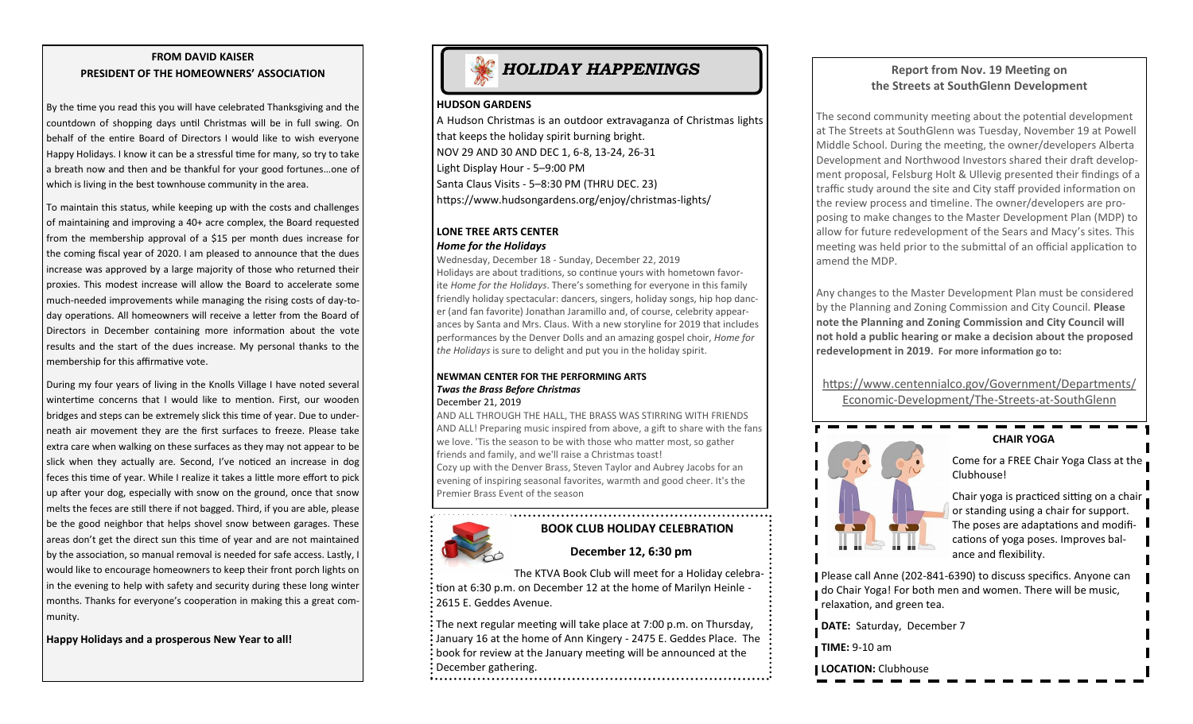## FROM DAVID KAISER
## PRESIDENT OF THE HOMEOWNERS' ASSOCIATION

By the time you read this you will have celebrated Thanksgiving and the countdown of shopping days until Christmas will be in full swing. On behalf of the entire Board of Directors I would like to wish everyone Happy Holidays. I know it can be a stressful time for many, so try to take a breath now and then and be thankful for your good fortunes…one of which is living in the best townhouse community in the area.

To maintain this status, while keeping up with the costs and challenges of maintaining and improving a 40+ acre complex, the Board requested from the membership approval of a $15 per month dues increase for the coming fiscal year of 2020. I am pleased to announce that the dues increase was approved by a large majority of those who returned their proxies. This modest increase will allow the Board to accelerate some much-needed improvements while managing the rising costs of day-to-day operations. All homeowners will receive a letter from the Board of Directors in December containing more information about the vote results and the start of the dues increase. My personal thanks to the membership for this affirmative vote.

During my four years of living in the Knolls Village I have noted several wintertime concerns that I would like to mention. First, our wooden bridges and steps can be extremely slick this time of year. Due to underneath air movement they are the first surfaces to freeze. Please take extra care when walking on these surfaces as they may not appear to be slick when they actually are. Second, I've noticed an increase in dog feces this time of year. While I realize it takes a little more effort to pick up after your dog, especially with snow on the ground, once that snow melts the feces are still there if not bagged. Third, if you are able, please be the good neighbor that helps shovel snow between garages. These areas don't get the direct sun this time of year and are not maintained by the association, so manual removal is needed for safe access. Lastly, I would like to encourage homeowners to keep their front porch lights on in the evening to help with safety and security during these long winter months. Thanks for everyone's cooperation in making this a great community.

**Happy Holidays and a prosperous New Year to all!**

# *HOLIDAY HAPPENINGS*

### HUDSON GARDENS

A Hudson Christmas is an outdoor extravaganza of Christmas lights that keeps the holiday spirit burning bright.
NOV 29 AND 30 AND DEC 1, 6-8, 13-24, 26-31
Light Display Hour - 5–9:00 PM
Santa Claus Visits - 5–8:30 PM (THRU DEC. 23)
https://www.hudsongardens.org/enjoy/christmas-lights/

### LONE TREE ARTS CENTER
***Home for the Holidays***

Wednesday, December 18 - Sunday, December 22, 2019
Holidays are about traditions, so continue yours with hometown favorite *Home for the Holidays*. There's something for everyone in this family friendly holiday spectacular: dancers, singers, holiday songs, hip hop dancer (and fan favorite) Jonathan Jaramillo and, of course, celebrity appearances by Santa and Mrs. Claus. With a new storyline for 2019 that includes performances by the Denver Dolls and an amazing gospel choir, *Home for the Holidays* is sure to delight and put you in the holiday spirit.

### NEWMAN CENTER FOR THE PERFORMING ARTS
***Twas the Brass Before Christmas***

December 21, 2019
AND ALL THROUGH THE HALL, THE BRASS WAS STIRRING WITH FRIENDS AND ALL! Preparing music inspired from above, a gift to share with the fans we love. 'Tis the season to be with those who matter most, so gather friends and family, and we'll raise a Christmas toast!
Cozy up with the Denver Brass, Steven Taylor and Aubrey Jacobs for an evening of inspiring seasonal favorites, warmth and good cheer. It's the Premier Brass Event of the season

## BOOK CLUB HOLIDAY CELEBRATION

**December 12, 6:30 pm**

The KTVA Book Club will meet for a Holiday celebration at 6:30 p.m. on December 12 at the home of Marilyn Heinle - 2615 E. Geddes Avenue.

The next regular meeting will take place at 7:00 p.m. on Thursday, January 16 at the home of Ann Kingery - 2475 E. Geddes Place. The book for review at the January meeting will be announced at the December gathering.

## Report from Nov. 19 Meeting on the Streets at SouthGlenn Development

The second community meeting about the potential development at The Streets at SouthGlenn was Tuesday, November 19 at Powell Middle School. During the meeting, the owner/developers Alberta Development and Northwood Investors shared their draft development proposal, Felsburg Holt & Ullevig presented their findings of a traffic study around the site and City staff provided information on the review process and timeline. The owner/developers are proposing to make changes to the Master Development Plan (MDP) to allow for future redevelopment of the Sears and Macy's sites. This meeting was held prior to the submittal of an official application to amend the MDP.

Any changes to the Master Development Plan must be considered by the Planning and Zoning Commission and City Council. **Please note the Planning and Zoning Commission and City Council will not hold a public hearing or make a decision about the proposed redevelopment in 2019. For more information go to:**

https://www.centennialco.gov/Government/Departments/Economic-Development/The-Streets-at-SouthGlenn

## CHAIR YOGA

Come for a FREE Chair Yoga Class at the Clubhouse!

Chair yoga is practiced sitting on a chair or standing using a chair for support. The poses are adaptations and modifications of yoga poses. Improves balance and flexibility.

Please call Anne (202-841-6390) to discuss specifics. Anyone can do Chair Yoga! For both men and women. There will be music, relaxation, and green tea.

**DATE:** Saturday, December 7

**TIME:** 9-10 am

**LOCATION:** Clubhouse